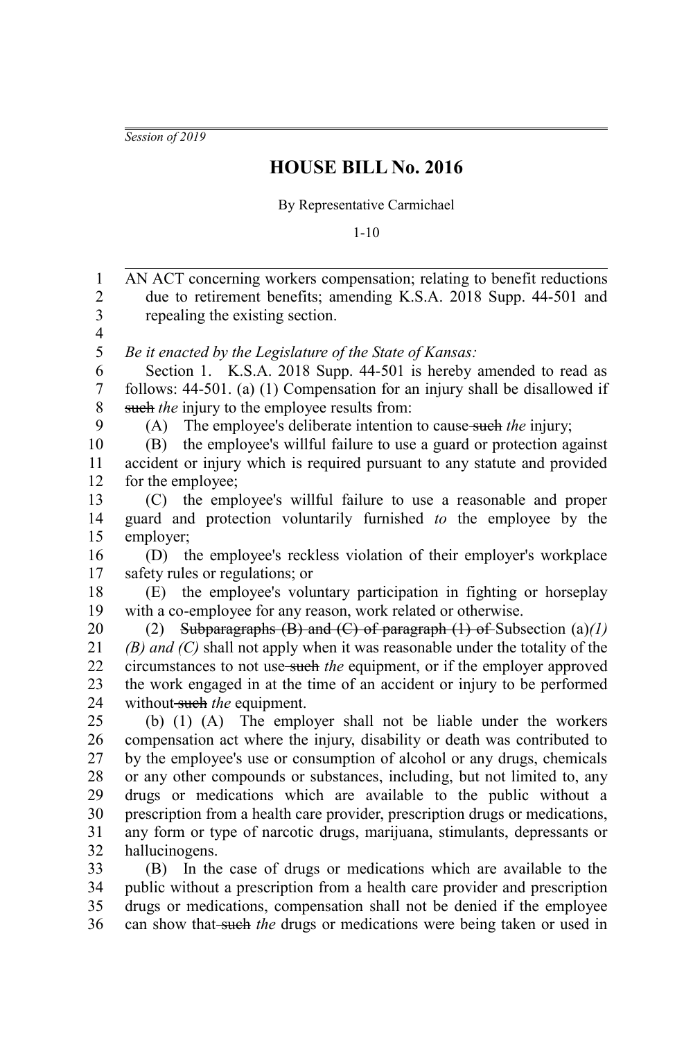*Session of 2019*

# HOUSE BILL No. 2016

By Representative Carmichael

1-10

AN ACT concerning workers compensation; relating to benefit reductions due to retirement benefits; amending K.S.A. 2018 Supp. 44-501 and repealing the existing section.

*Be it enacted by the Legislature of the State of Kansas:*

Section 1. K.S.A. 2018 Supp. 44-501 is hereby amended to read as follows: 44-501. (a) (1) Compensation for an injury shall be disallowed if ~~such~~ *the* injury to the employee results from:

(A) The employee's deliberate intention to cause ~~such~~ *the* injury;

(B) the employee's willful failure to use a guard or protection against accident or injury which is required pursuant to any statute and provided for the employee;

(C) the employee's willful failure to use a reasonable and proper guard and protection voluntarily furnished *to* the employee by the employer;

(D) the employee's reckless violation of their employer's workplace safety rules or regulations; or

(E) the employee's voluntary participation in fighting or horseplay with a co-employee for any reason, work related or otherwise.

(2) ~~Subparagraphs (B) and (C) of paragraph (1) of~~ Subsection (a)*(1)(B) and (C)* shall not apply when it was reasonable under the totality of the circumstances to not use ~~such~~ *the* equipment, or if the employer approved the work engaged in at the time of an accident or injury to be performed without ~~such~~ *the* equipment.

(b) (1) (A) The employer shall not be liable under the workers compensation act where the injury, disability or death was contributed to by the employee's use or consumption of alcohol or any drugs, chemicals or any other compounds or substances, including, but not limited to, any drugs or medications which are available to the public without a prescription from a health care provider, prescription drugs or medications, any form or type of narcotic drugs, marijuana, stimulants, depressants or hallucinogens.

(B) In the case of drugs or medications which are available to the public without a prescription from a health care provider and prescription drugs or medications, compensation shall not be denied if the employee can show that ~~such~~ *the* drugs or medications were being taken or used in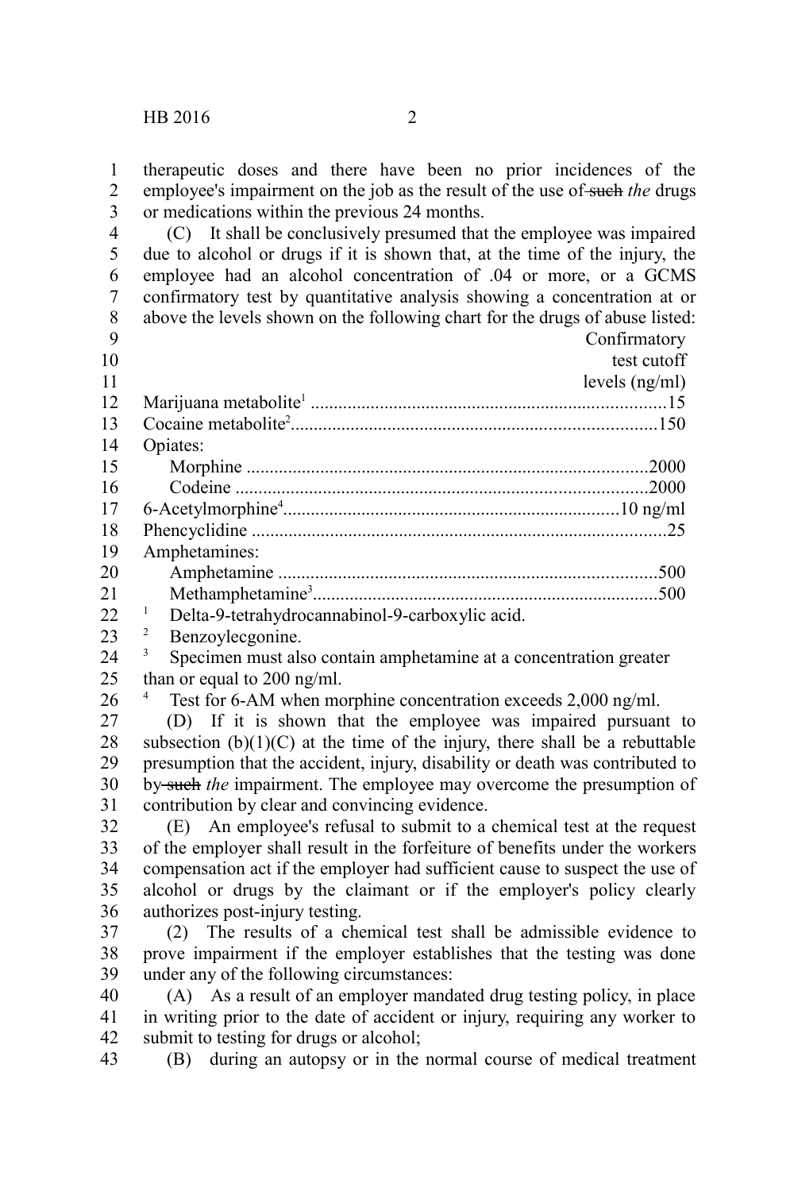therapeutic doses and there have been no prior incidences of the employee's impairment on the job as the result of the use of ~~such~~ *the* drugs or medications within the previous 24 months.

(C) It shall be conclusively presumed that the employee was impaired due to alcohol or drugs if it is shown that, at the time of the injury, the employee had an alcohol concentration of .04 or more, or a GCMS confirmatory test by quantitative analysis showing a concentration at or above the levels shown on the following chart for the drugs of abuse listed:

| | Confirmatory test cutoff levels (ng/ml) |
|---|---|
| Marijuana metabolite[1] | 15 |
| Cocaine metabolite[2] | 150 |
| Opiates: | |
| Morphine | 2000 |
| Codeine | 2000 |
| 6-Acetylmorphine[4] | 10 ng/ml |
| Phencyclidine | 25 |
| Amphetamines: | |
| Amphetamine | 500 |
| Methamphetamine[3] | 500 |

[1] Delta-9-tetrahydrocannabinol-9-carboxylic acid.

[2] Benzoylecgonine.

[3] Specimen must also contain amphetamine at a concentration greater than or equal to 200 ng/ml.

[4] Test for 6-AM when morphine concentration exceeds 2,000 ng/ml.

(D) If it is shown that the employee was impaired pursuant to subsection (b)(1)(C) at the time of the injury, there shall be a rebuttable presumption that the accident, injury, disability or death was contributed to by ~~such~~ *the* impairment. The employee may overcome the presumption of contribution by clear and convincing evidence.

(E) An employee's refusal to submit to a chemical test at the request of the employer shall result in the forfeiture of benefits under the workers compensation act if the employer had sufficient cause to suspect the use of alcohol or drugs by the claimant or if the employer's policy clearly authorizes post-injury testing.

(2) The results of a chemical test shall be admissible evidence to prove impairment if the employer establishes that the testing was done under any of the following circumstances:

(A) As a result of an employer mandated drug testing policy, in place in writing prior to the date of accident or injury, requiring any worker to submit to testing for drugs or alcohol;

(B) during an autopsy or in the normal course of medical treatment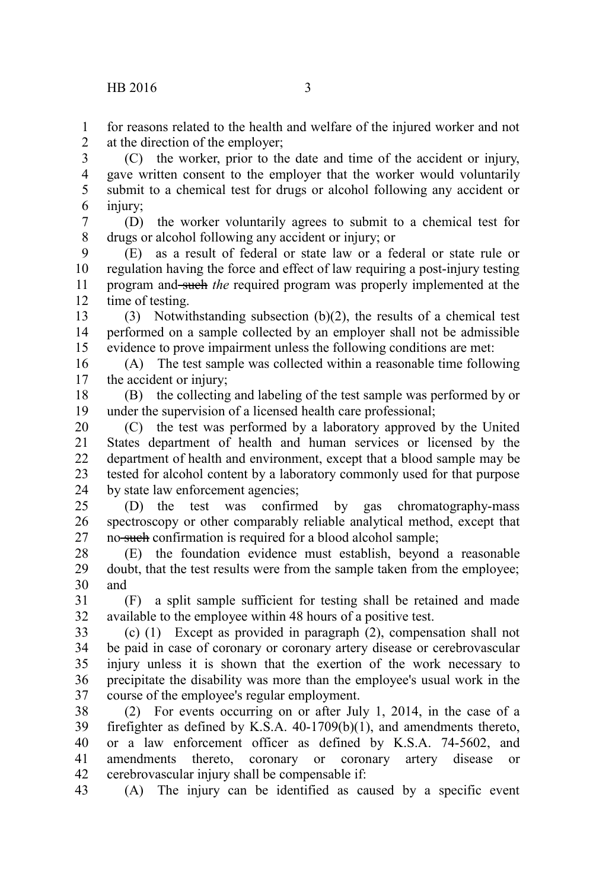for reasons related to the health and welfare of the injured worker and not at the direction of the employer;

(C) the worker, prior to the date and time of the accident or injury, gave written consent to the employer that the worker would voluntarily submit to a chemical test for drugs or alcohol following any accident or injury;

(D) the worker voluntarily agrees to submit to a chemical test for drugs or alcohol following any accident or injury; or

(E) as a result of federal or state law or a federal or state rule or regulation having the force and effect of law requiring a post-injury testing program and ~~such~~ *the* required program was properly implemented at the time of testing.

(3) Notwithstanding subsection (b)(2), the results of a chemical test performed on a sample collected by an employer shall not be admissible evidence to prove impairment unless the following conditions are met:

(A) The test sample was collected within a reasonable time following the accident or injury;

(B) the collecting and labeling of the test sample was performed by or under the supervision of a licensed health care professional;

(C) the test was performed by a laboratory approved by the United States department of health and human services or licensed by the department of health and environment, except that a blood sample may be tested for alcohol content by a laboratory commonly used for that purpose by state law enforcement agencies;

(D) the test was confirmed by gas chromatography-mass spectroscopy or other comparably reliable analytical method, except that no ~~such~~ confirmation is required for a blood alcohol sample;

(E) the foundation evidence must establish, beyond a reasonable doubt, that the test results were from the sample taken from the employee; and

(F) a split sample sufficient for testing shall be retained and made available to the employee within 48 hours of a positive test.

(c) (1) Except as provided in paragraph (2), compensation shall not be paid in case of coronary or coronary artery disease or cerebrovascular injury unless it is shown that the exertion of the work necessary to precipitate the disability was more than the employee's usual work in the course of the employee's regular employment.

(2) For events occurring on or after July 1, 2014, in the case of a firefighter as defined by K.S.A. 40-1709(b)(1), and amendments thereto, or a law enforcement officer as defined by K.S.A. 74-5602, and amendments thereto, coronary or coronary artery disease or cerebrovascular injury shall be compensable if:

(A) The injury can be identified as caused by a specific event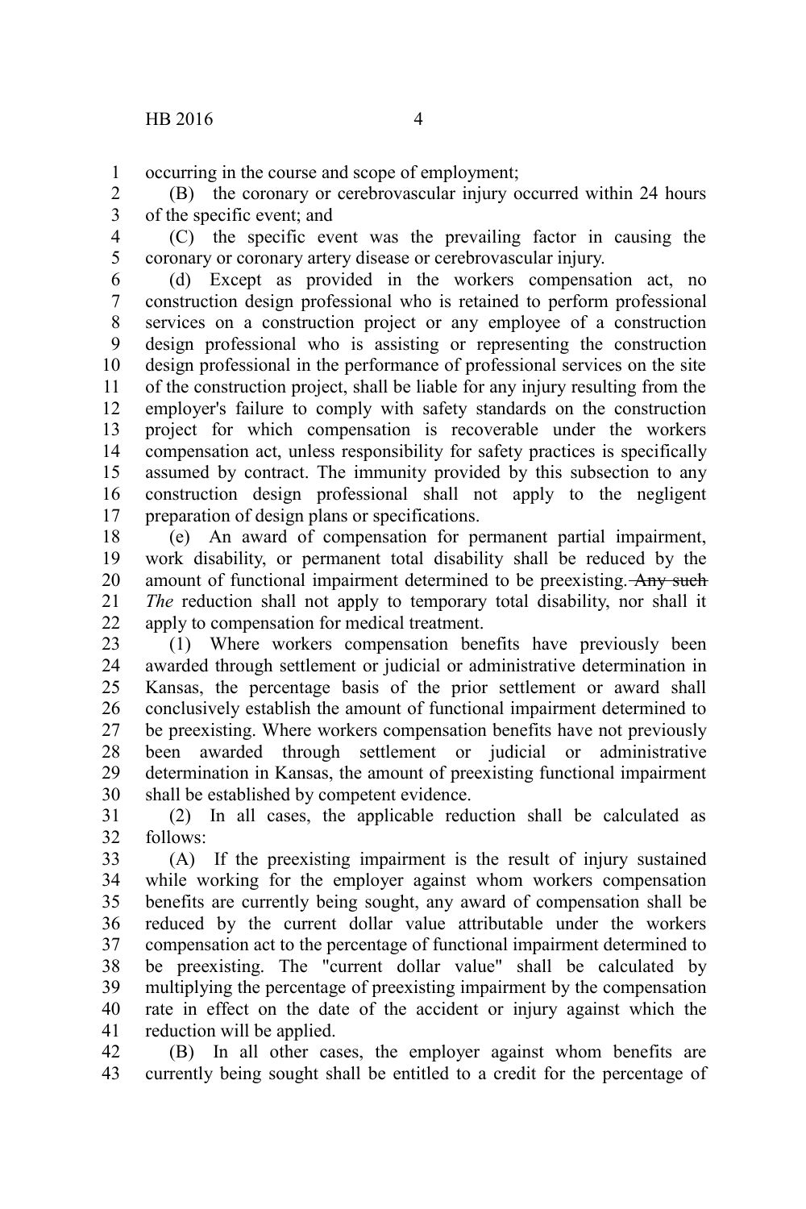occurring in the course and scope of employment;

(B) the coronary or cerebrovascular injury occurred within 24 hours of the specific event; and

(C) the specific event was the prevailing factor in causing the coronary or coronary artery disease or cerebrovascular injury.

(d) Except as provided in the workers compensation act, no construction design professional who is retained to perform professional services on a construction project or any employee of a construction design professional who is assisting or representing the construction design professional in the performance of professional services on the site of the construction project, shall be liable for any injury resulting from the employer's failure to comply with safety standards on the construction project for which compensation is recoverable under the workers compensation act, unless responsibility for safety practices is specifically assumed by contract. The immunity provided by this subsection to any construction design professional shall not apply to the negligent preparation of design plans or specifications.

(e) An award of compensation for permanent partial impairment, work disability, or permanent total disability shall be reduced by the amount of functional impairment determined to be preexisting. ~~Any such~~ *The* reduction shall not apply to temporary total disability, nor shall it apply to compensation for medical treatment.

(1) Where workers compensation benefits have previously been awarded through settlement or judicial or administrative determination in Kansas, the percentage basis of the prior settlement or award shall conclusively establish the amount of functional impairment determined to be preexisting. Where workers compensation benefits have not previously been awarded through settlement or judicial or administrative determination in Kansas, the amount of preexisting functional impairment shall be established by competent evidence.

(2) In all cases, the applicable reduction shall be calculated as follows:

(A) If the preexisting impairment is the result of injury sustained while working for the employer against whom workers compensation benefits are currently being sought, any award of compensation shall be reduced by the current dollar value attributable under the workers compensation act to the percentage of functional impairment determined to be preexisting. The "current dollar value" shall be calculated by multiplying the percentage of preexisting impairment by the compensation rate in effect on the date of the accident or injury against which the reduction will be applied.

(B) In all other cases, the employer against whom benefits are currently being sought shall be entitled to a credit for the percentage of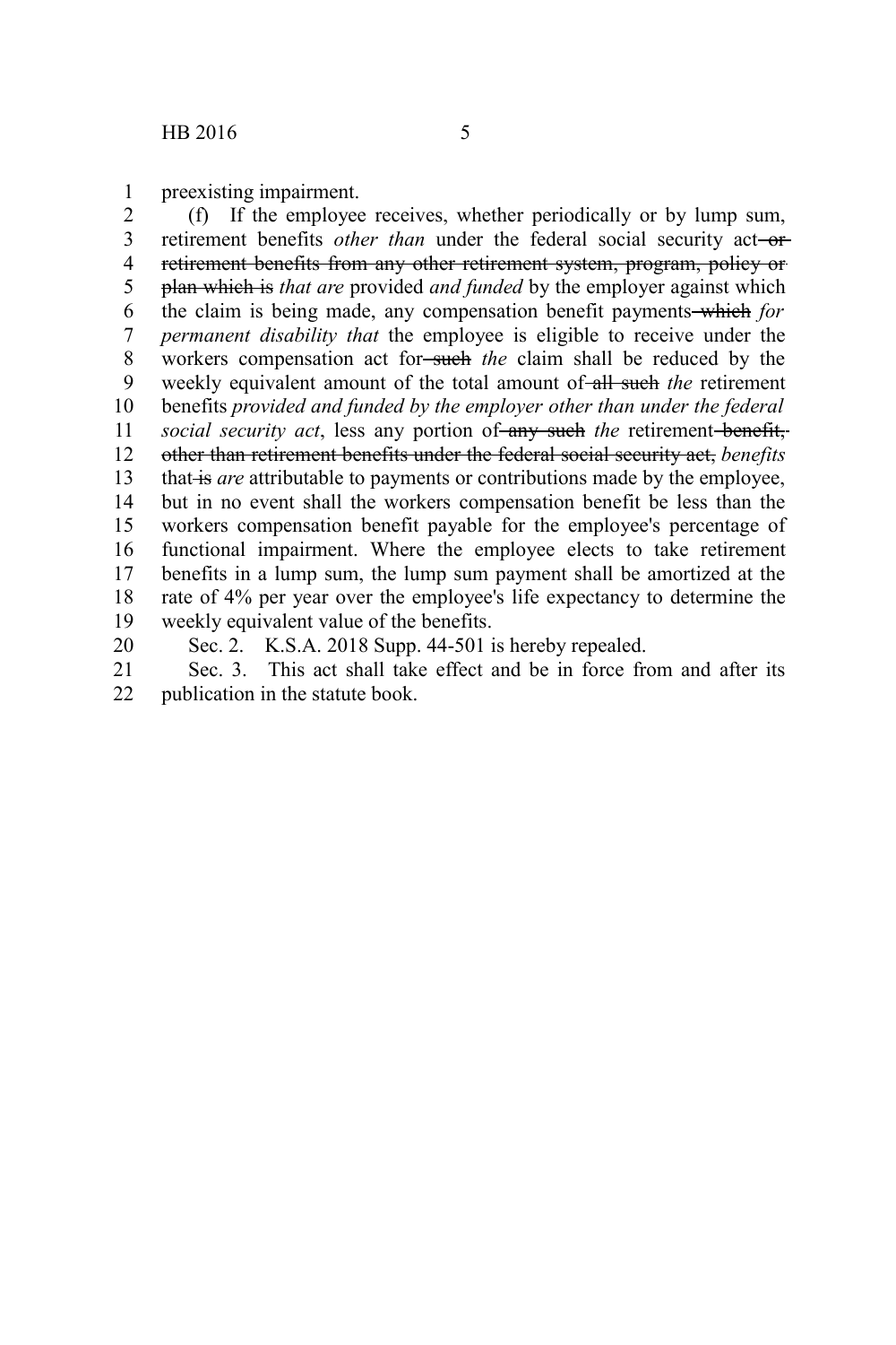preexisting impairment.

(f) If the employee receives, whether periodically or by lump sum, retirement benefits *other than* under the federal social security act ~~or retirement benefits from any other retirement system, program, policy or plan which is~~ *that are* provided *and funded* by the employer against which the claim is being made, any compensation benefit payments ~~which~~ *for permanent disability that* the employee is eligible to receive under the workers compensation act for ~~such~~ *the* claim shall be reduced by the weekly equivalent amount of the total amount of ~~all such~~ *the* retirement benefits *provided and funded by the employer other than under the federal social security act*, less any portion of ~~any such~~ *the* retirement ~~benefit, other than retirement benefits under the federal social security act,~~ *benefits* that ~~is~~ *are* attributable to payments or contributions made by the employee, but in no event shall the workers compensation benefit be less than the workers compensation benefit payable for the employee's percentage of functional impairment. Where the employee elects to take retirement benefits in a lump sum, the lump sum payment shall be amortized at the rate of 4% per year over the employee's life expectancy to determine the weekly equivalent value of the benefits.

Sec. 2. K.S.A. 2018 Supp. 44-501 is hereby repealed.

Sec. 3. This act shall take effect and be in force from and after its publication in the statute book.